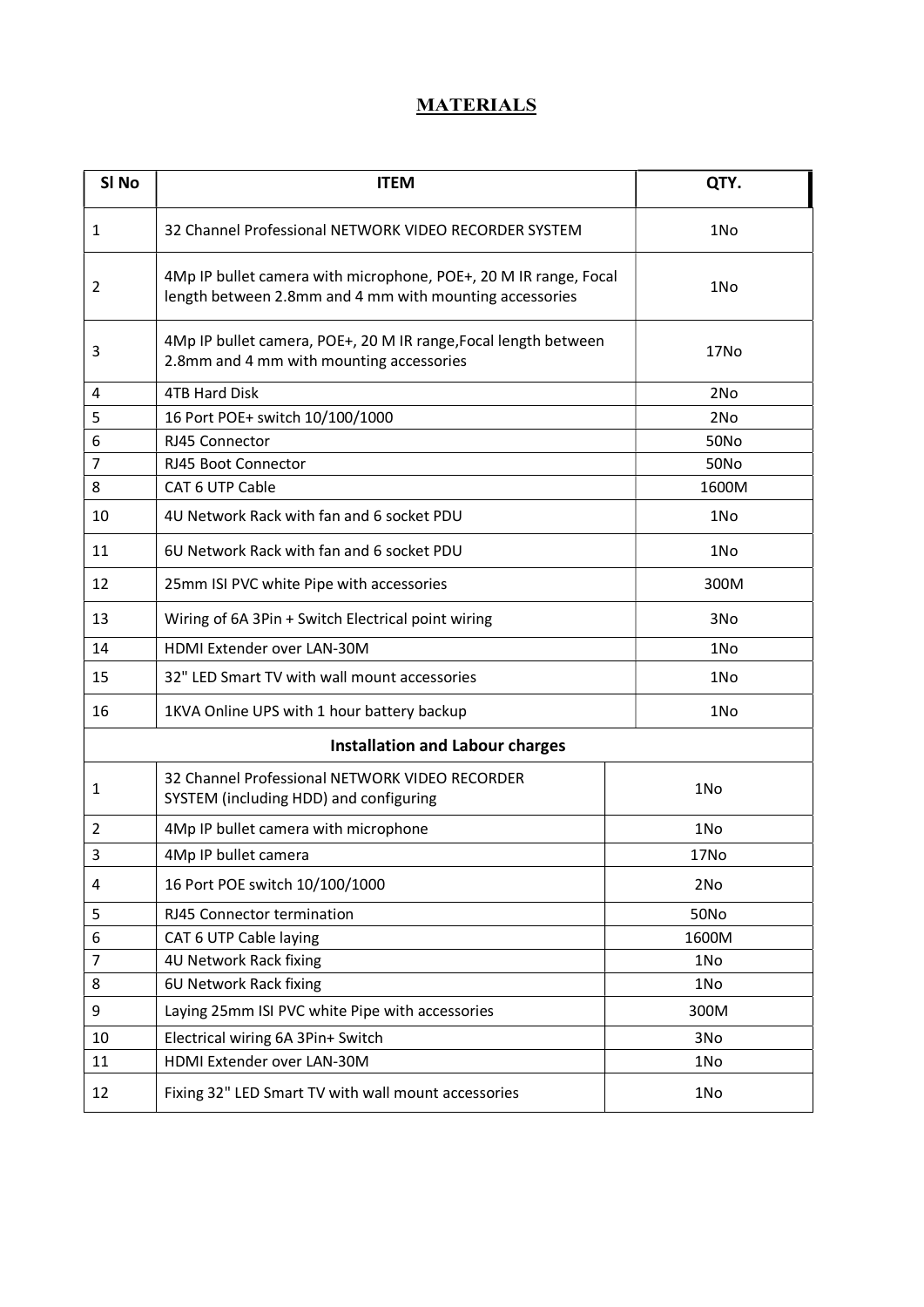# MATERIALS

| Sl No | ITEM | QTY. |
|---|---|---|
| 1 | 32 Channel Professional NETWORK VIDEO RECORDER SYSTEM | 1No |
| 2 | 4Mp IP bullet camera with microphone, POE+, 20 M IR range, Focal length between 2.8mm and 4 mm with mounting accessories | 1No |
| 3 | 4Mp IP bullet camera, POE+, 20 M IR range,Focal length between 2.8mm and 4 mm with mounting accessories | 17No |
| 4 | 4TB Hard Disk | 2No |
| 5 | 16 Port POE+ switch 10/100/1000 | 2No |
| 6 | RJ45 Connector | 50No |
| 7 | RJ45 Boot Connector | 50No |
| 8 | CAT 6 UTP Cable | 1600M |
| 10 | 4U Network Rack with fan and 6 socket PDU | 1No |
| 11 | 6U Network Rack with fan and 6 socket PDU | 1No |
| 12 | 25mm ISI PVC white Pipe with accessories | 300M |
| 13 | Wiring of 6A 3Pin + Switch Electrical point wiring | 3No |
| 14 | HDMI Extender over LAN-30M | 1No |
| 15 | 32" LED Smart TV with wall mount accessories | 1No |
| 16 | 1KVA Online UPS with 1 hour battery backup | 1No |
| | **Installation and Labour charges** | |
| 1 | 32 Channel Professional NETWORK VIDEO RECORDER SYSTEM (including HDD) and configuring | 1No |
| 2 | 4Mp IP bullet camera with microphone | 1No |
| 3 | 4Mp IP bullet camera | 17No |
| 4 | 16 Port POE switch 10/100/1000 | 2No |
| 5 | RJ45 Connector termination | 50No |
| 6 | CAT 6 UTP Cable laying | 1600M |
| 7 | 4U Network Rack fixing | 1No |
| 8 | 6U Network Rack fixing | 1No |
| 9 | Laying 25mm ISI PVC white Pipe with accessories | 300M |
| 10 | Electrical wiring 6A 3Pin+ Switch | 3No |
| 11 | HDMI Extender over LAN-30M | 1No |
| 12 | Fixing 32" LED Smart TV with wall mount accessories | 1No |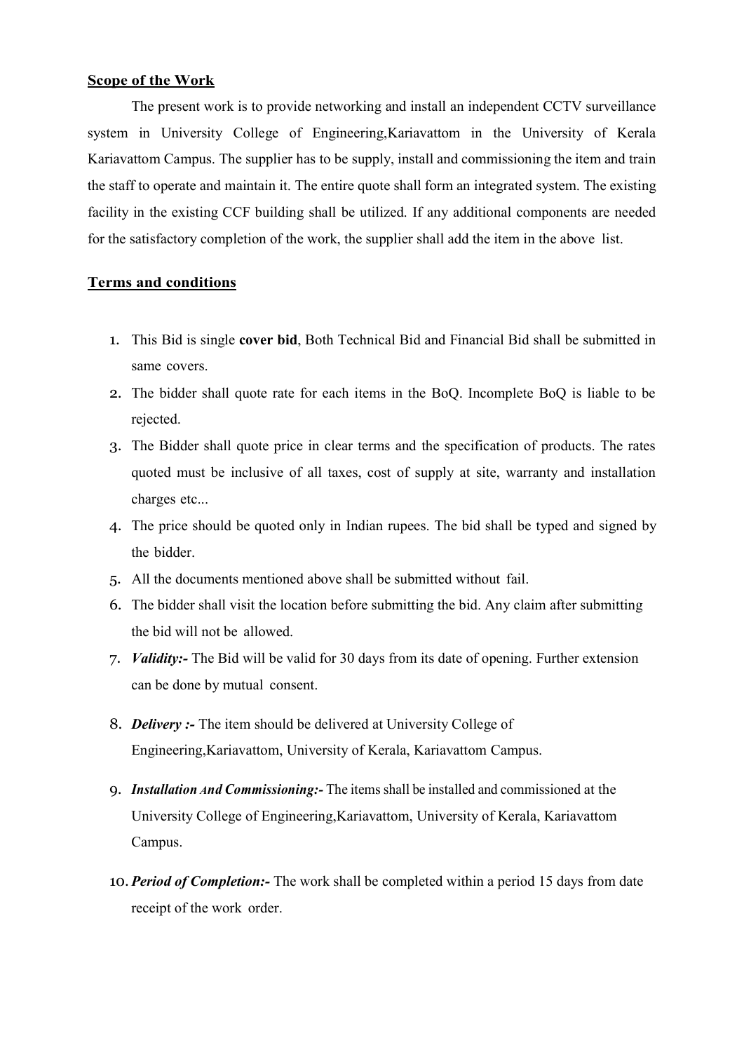**Scope of the Work**

The present work is to provide networking and install an independent CCTV surveillance system in University College of Engineering,Kariavattom in the University of Kerala Kariavattom Campus. The supplier has to be supply, install and commissioning the item and train the staff to operate and maintain it. The entire quote shall form an integrated system. The existing facility in the existing CCF building shall be utilized. If any additional components are needed for the satisfactory completion of the work, the supplier shall add the item in the above list.

**Terms and conditions**

1. This Bid is single **cover bid**, Both Technical Bid and Financial Bid shall be submitted in same covers.
2. The bidder shall quote rate for each items in the BoQ. Incomplete BoQ is liable to be rejected.
3. The Bidder shall quote price in clear terms and the specification of products. The rates quoted must be inclusive of all taxes, cost of supply at site, warranty and installation charges etc...
4. The price should be quoted only in Indian rupees. The bid shall be typed and signed by the bidder.
5. All the documents mentioned above shall be submitted without fail.
6. The bidder shall visit the location before submitting the bid. Any claim after submitting the bid will not be allowed.
7. ***Validity:-*** The Bid will be valid for 30 days from its date of opening. Further extension can be done by mutual consent.
8. ***Delivery :-*** The item should be delivered at University College of Engineering,Kariavattom, University of Kerala, Kariavattom Campus.
9. ***Installation And Commissioning:-*** The items shall be installed and commissioned at the University College of Engineering,Kariavattom, University of Kerala, Kariavattom Campus.
10. ***Period of Completion:-*** The work shall be completed within a period 15 days from date receipt of the work order.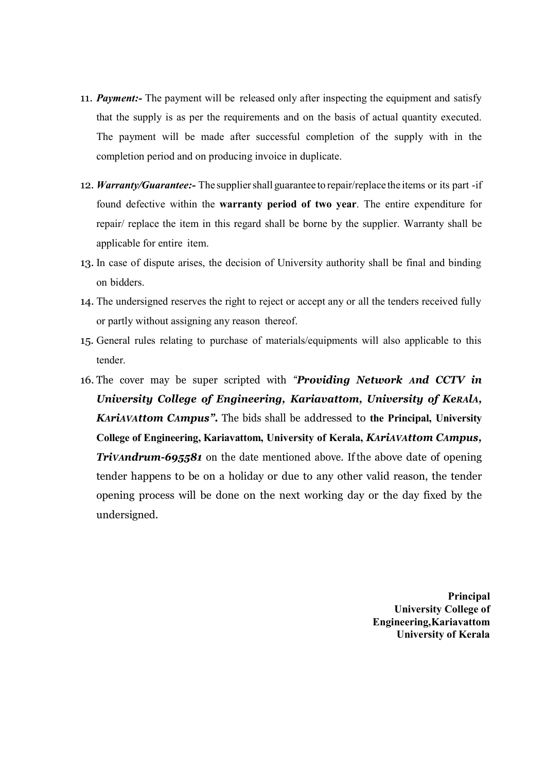11. ***Payment:-*** The payment will be released only after inspecting the equipment and satisfy that the supply is as per the requirements and on the basis of actual quantity executed. The payment will be made after successful completion of the supply with in the completion period and on producing invoice in duplicate.

12. ***Warranty/Guarantee:-*** The supplier shall guarantee to repair/replace the items or its part -if found defective within the **warranty period of two year**. The entire expenditure for repair/ replace the item in this regard shall be borne by the supplier. Warranty shall be applicable for entire item.

13. In case of dispute arises, the decision of University authority shall be final and binding on bidders.

14. The undersigned reserves the right to reject or accept any or all the tenders received fully or partly without assigning any reason thereof.

15. General rules relating to purchase of materials/equipments will also applicable to this tender.

16. The cover may be super scripted with ***"Providing Network And CCTV in University College of Engineering, Kariavattom, University of KeRAlA, KAriAVAttom CAmpus".*** The bids shall be addressed to **the Principal, University College of Engineering, Kariavattom, University of Kerala,** ***KAriAVAttom CAmpus, TriVAndrum-695581*** on the date mentioned above. If the above date of opening tender happens to be on a holiday or due to any other valid reason, the tender opening process will be done on the next working day or the day fixed by the undersigned.

**Principal**
**University College of Engineering,Kariavattom**
**University of Kerala**